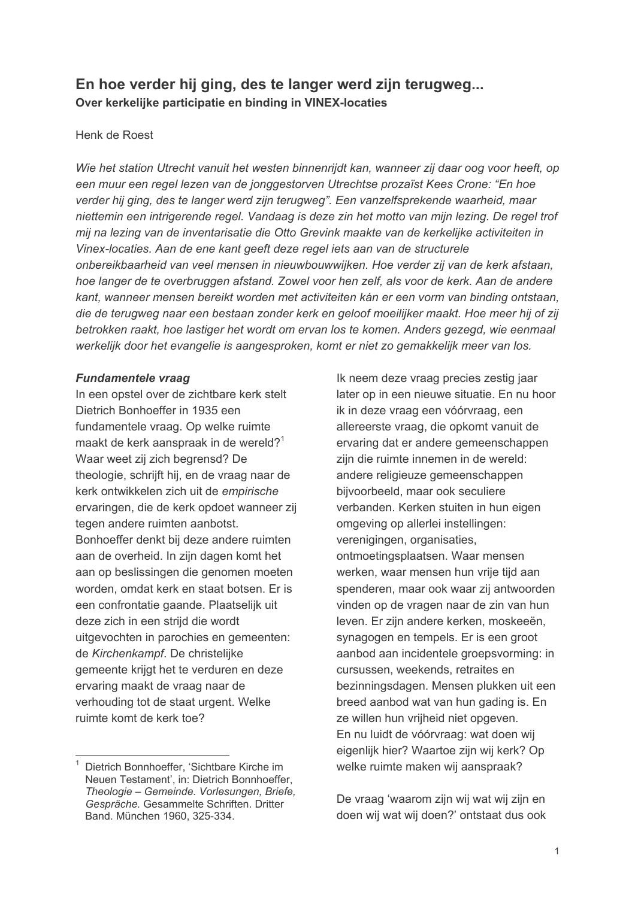# En hoe verder hij ging, des te langer werd zijn terugweg...

## Over kerkelijke participatie en binding in VINEX-locaties

Henk de Roest

*Wie het station Utrecht vanuit het westen binnenrijdt kan, wanneer zij daar oog voor heeft, op een muur een regel lezen van de jonggestorven Utrechtse prozaïst Kees Crone: "En hoe verder hij ging, des te langer werd zijn terugweg". Een vanzelfsprekende waarheid, maar niettemin een intrigerende regel. Vandaag is deze zin het motto van mijn lezing. De regel trof mij na lezing van de inventarisatie die Otto Grevink maakte van de kerkelijke activiteiten in Vinex-locaties. Aan de ene kant geeft deze regel iets aan van de structurele onbereikbaarheid van veel mensen in nieuwbouwwijken. Hoe verder zij van de kerk afstaan, hoe langer de te overbruggen afstand. Zowel voor hen zelf, als voor de kerk. Aan de andere kant, wanneer mensen bereikt worden met activiteiten kán er een vorm van binding ontstaan, die de terugweg naar een bestaan zonder kerk en geloof moeilijker maakt. Hoe meer hij of zij betrokken raakt, hoe lastiger het wordt om ervan los te komen. Anders gezegd, wie eenmaal werkelijk door het evangelie is aangesproken, komt er niet zo gemakkelijk meer van los.*

### *Fundamentele vraag*

In een opstel over de zichtbare kerk stelt Dietrich Bonhoeffer in 1935 een fundamentele vraag. Op welke ruimte maakt de kerk aanspraak in de wereld?[1] Waar weet zij zich begrensd? De theologie, schrijft hij, en de vraag naar de kerk ontwikkelen zich uit de *empirische* ervaringen, die de kerk opdoet wanneer zij tegen andere ruimten aanbotst. Bonhoeffer denkt bij deze andere ruimten aan de overheid. In zijn dagen komt het aan op beslissingen die genomen moeten worden, omdat kerk en staat botsen. Er is een confrontatie gaande. Plaatselijk uit deze zich in een strijd die wordt uitgevochten in parochies en gemeenten: de *Kirchenkampf*. De christelijke gemeente krijgt het te verduren en deze ervaring maakt de vraag naar de verhouding tot de staat urgent. Welke ruimte komt de kerk toe?

Ik neem deze vraag precies zestig jaar later op in een nieuwe situatie. En nu hoor ik in deze vraag een vóórvraag, een allereerste vraag, die opkomt vanuit de ervaring dat er andere gemeenschappen zijn die ruimte innemen in de wereld: andere religieuze gemeenschappen bijvoorbeeld, maar ook seculiere verbanden. Kerken stuiten in hun eigen omgeving op allerlei instellingen: verenigingen, organisaties, ontmoetingsplaatsen. Waar mensen werken, waar mensen hun vrije tijd aan spenderen, maar ook waar zij antwoorden vinden op de vragen naar de zin van hun leven. Er zijn andere kerken, moskeeën, synagogen en tempels. Er is een groot aanbod aan incidentele groepsvorming: in cursussen, weekends, retraites en bezinningsdagen. Mensen plukken uit een breed aanbod wat van hun gading is. En ze willen hun vrijheid niet opgeven.
En nu luidt de vóórvraag: wat doen wij eigenlijk hier? Waartoe zijn wij kerk? Op welke ruimte maken wij aanspraak?

De vraag 'waarom zijn wij wat wij zijn en doen wij wat wij doen?' ontstaat dus ook

---

[1] Dietrich Bonnhoeffer, 'Sichtbare Kirche im Neuen Testament', in: Dietrich Bonnhoeffer, *Theologie – Gemeinde. Vorlesungen, Briefe, Gespräche.* Gesammelte Schriften. Dritter Band. München 1960, 325-334.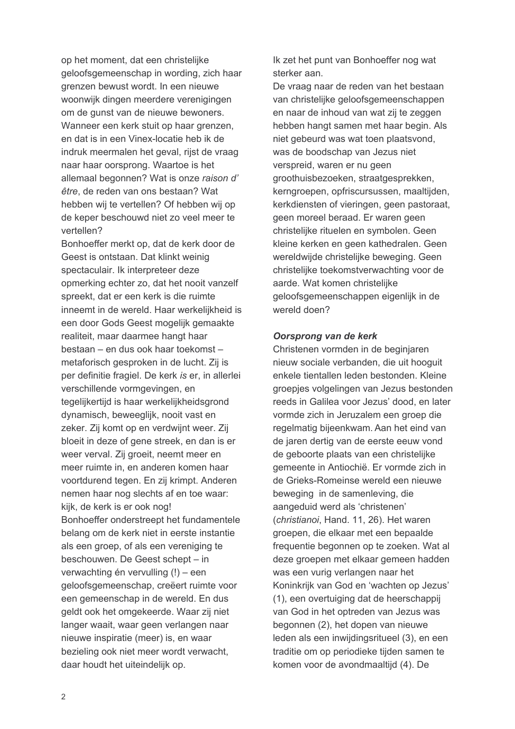op het moment, dat een christelijke geloofsgemeenschap in wording, zich haar grenzen bewust wordt. In een nieuwe woonwijk dingen meerdere verenigingen om de gunst van de nieuwe bewoners. Wanneer een kerk stuit op haar grenzen, en dat is in een Vinex-locatie heb ik de indruk meermalen het geval, rijst de vraag naar haar oorsprong. Waartoe is het allemaal begonnen? Wat is onze *raison d' être*, de reden van ons bestaan? Wat hebben wij te vertellen? Of hebben wij op de keper beschouwd niet zo veel meer te vertellen?

Bonhoeffer merkt op, dat de kerk door de Geest is ontstaan. Dat klinkt weinig spectaculair. Ik interpreteer deze opmerking echter zo, dat het nooit vanzelf spreekt, dat er een kerk is die ruimte inneemt in de wereld. Haar werkelijkheid is een door Gods Geest mogelijk gemaakte realiteit, maar daarmee hangt haar bestaan – en dus ook haar toekomst – metaforisch gesproken in de lucht. Zij is per definitie fragiel. De kerk *is* er, in allerlei verschillende vormgevingen, en tegelijkertijd is haar werkelijkheidsgrond dynamisch, beweeglijk, nooit vast en zeker. Zij komt op en verdwijnt weer. Zij bloeit in deze of gene streek, en dan is er weer verval. Zij groeit, neemt meer en meer ruimte in, en anderen komen haar voortdurend tegen. En zij krimpt. Anderen nemen haar nog slechts af en toe waar: kijk, de kerk is er ook nog!

Bonhoeffer onderstreept het fundamentele belang om de kerk niet in eerste instantie als een groep, of als een vereniging te beschouwen. De Geest schept – in verwachting én vervulling (!) – een geloofsgemeenschap, creëert ruimte voor een gemeenschap in de wereld. En dus geldt ook het omgekeerde. Waar zij niet langer waait, waar geen verlangen naar nieuwe inspiratie (meer) is, en waar bezieling ook niet meer wordt verwacht, daar houdt het uiteindelijk op.

Ik zet het punt van Bonhoeffer nog wat sterker aan.

De vraag naar de reden van het bestaan van christelijke geloofsgemeenschappen en naar de inhoud van wat zij te zeggen hebben hangt samen met haar begin. Als niet gebeurd was wat toen plaatsvond, was de boodschap van Jezus niet verspreid, waren er nu geen groothuisbezoeken, straatgesprekken, kerngroepen, opfriscursussen, maaltijden, kerkdiensten of vieringen, geen pastoraat, geen moreel beraad. Er waren geen christelijke rituelen en symbolen. Geen kleine kerken en geen kathedralen. Geen wereldwijde christelijke beweging. Geen christelijke toekomstverwachting voor de aarde. Wat komen christelijke geloofsgemeenschappen eigenlijk in de wereld doen?

### *Oorsprong van de kerk*

Christenen vormden in de beginjaren nieuw sociale verbanden, die uit hooguit enkele tientallen leden bestonden. Kleine groepjes volgelingen van Jezus bestonden reeds in Galilea voor Jezus' dood, en later vormde zich in Jeruzalem een groep die regelmatig bijeenkwam. Aan het eind van de jaren dertig van de eerste eeuw vond de geboorte plaats van een christelijke gemeente in Antiochië. Er vormde zich in de Grieks-Romeinse wereld een nieuwe beweging in de samenleving, die aangeduid werd als 'christenen' (*christianoi*, Hand. 11, 26). Het waren groepen, die elkaar met een bepaalde frequentie begonnen op te zoeken. Wat al deze groepen met elkaar gemeen hadden was een vurig verlangen naar het Koninkrijk van God en 'wachten op Jezus' (1), een overtuiging dat de heerschappij van God in het optreden van Jezus was begonnen (2), het dopen van nieuwe leden als een inwijdingsritueel (3), en een traditie om op periodieke tijden samen te komen voor de avondmaaltijd (4). De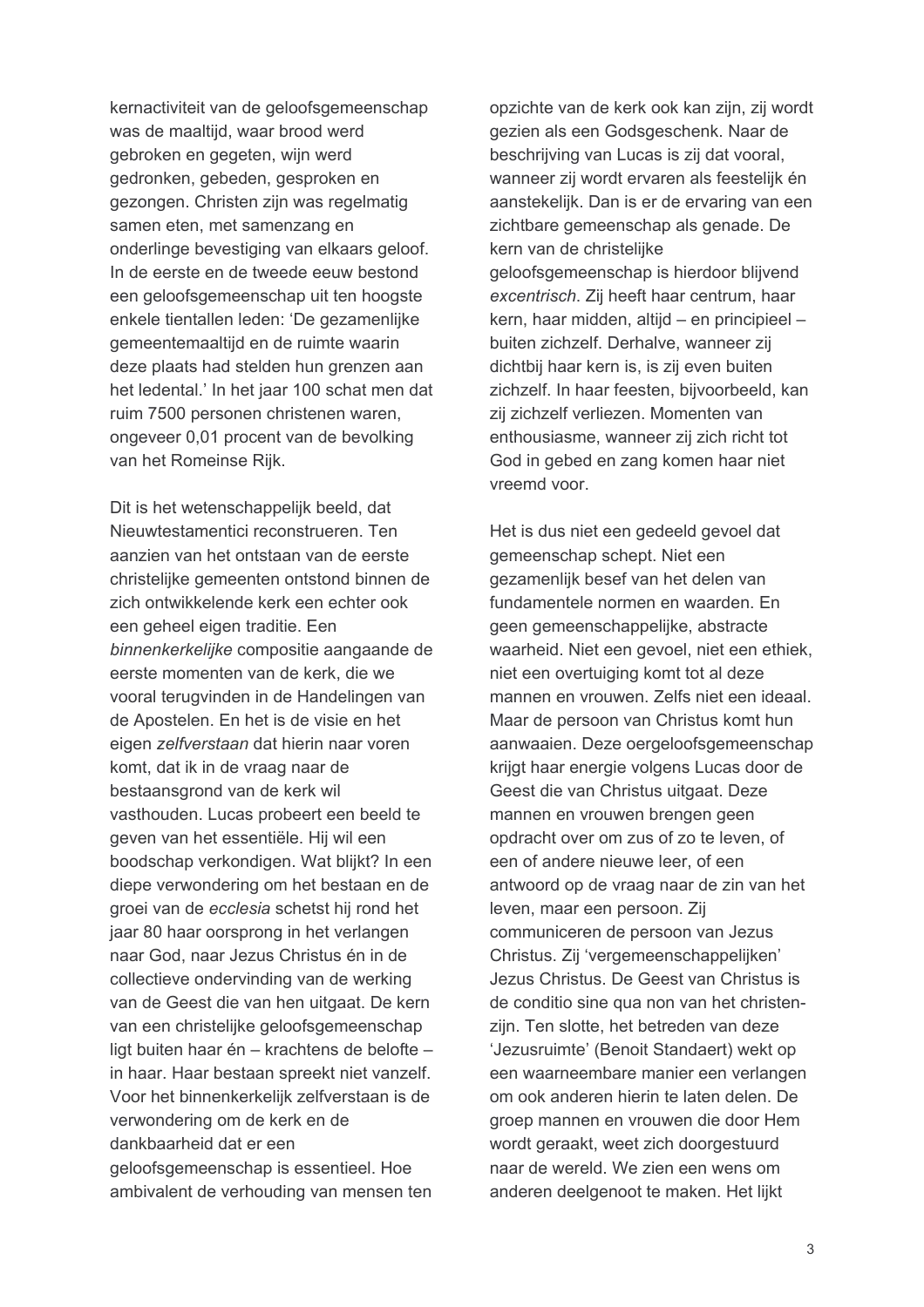kernactiviteit van de geloofsgemeenschap was de maaltijd, waar brood werd gebroken en gegeten, wijn werd gedronken, gebeden, gesproken en gezongen. Christen zijn was regelmatig samen eten, met samenzang en onderlinge bevestiging van elkaars geloof. In de eerste en de tweede eeuw bestond een geloofsgemeenschap uit ten hoogste enkele tientallen leden: 'De gezamenlijke gemeentemaaltijd en de ruimte waarin deze plaats had stelden hun grenzen aan het ledental.' In het jaar 100 schat men dat ruim 7500 personen christenen waren, ongeveer 0,01 procent van de bevolking van het Romeinse Rijk.

Dit is het wetenschappelijk beeld, dat Nieuwtestamentici reconstrueren. Ten aanzien van het ontstaan van de eerste christelijke gemeenten ontstond binnen de zich ontwikkelende kerk een echter ook een geheel eigen traditie. Een *binnenkerkelijke* compositie aangaande de eerste momenten van de kerk, die we vooral terugvinden in de Handelingen van de Apostelen. En het is de visie en het eigen *zelfverstaan* dat hierin naar voren komt, dat ik in de vraag naar de bestaansgrond van de kerk wil vasthouden. Lucas probeert een beeld te geven van het essentiële. Hij wil een boodschap verkondigen. Wat blijkt? In een diepe verwondering om het bestaan en de groei van de *ecclesia* schetst hij rond het jaar 80 haar oorsprong in het verlangen naar God, naar Jezus Christus én in de collectieve ondervinding van de werking van de Geest die van hen uitgaat. De kern van een christelijke geloofsgemeenschap ligt buiten haar én – krachtens de belofte – in haar. Haar bestaan spreekt niet vanzelf. Voor het binnenkerkelijk zelfverstaan is de verwondering om de kerk en de dankbaarheid dat er een geloofsgemeenschap is essentieel. Hoe ambivalent de verhouding van mensen ten opzichte van de kerk ook kan zijn, zij wordt gezien als een Godsgeschenk. Naar de beschrijving van Lucas is zij dat vooral, wanneer zij wordt ervaren als feestelijk én aanstekelijk. Dan is er de ervaring van een zichtbare gemeenschap als genade. De kern van de christelijke geloofsgemeenschap is hierdoor blijvend *excentrisch*. Zij heeft haar centrum, haar kern, haar midden, altijd – en principieel – buiten zichzelf. Derhalve, wanneer zij dichtbij haar kern is, is zij even buiten zichzelf. In haar feesten, bijvoorbeeld, kan zij zichzelf verliezen. Momenten van enthousiasme, wanneer zij zich richt tot God in gebed en zang komen haar niet vreemd voor.

Het is dus niet een gedeeld gevoel dat gemeenschap schept. Niet een gezamenlijk besef van het delen van fundamentele normen en waarden. En geen gemeenschappelijke, abstracte waarheid. Niet een gevoel, niet een ethiek, niet een overtuiging komt tot al deze mannen en vrouwen. Zelfs niet een ideaal. Maar de persoon van Christus komt hun aanwaaien. Deze oergeloofsgemeenschap krijgt haar energie volgens Lucas door de Geest die van Christus uitgaat. Deze mannen en vrouwen brengen geen opdracht over om zus of zo te leven, of een of andere nieuwe leer, of een antwoord op de vraag naar de zin van het leven, maar een persoon. Zij communiceren de persoon van Jezus Christus. Zij 'vergemeenschappelijken' Jezus Christus. De Geest van Christus is de conditio sine qua non van het christen-zijn. Ten slotte, het betreden van deze 'Jezusruimte' (Benoit Standaert) wekt op een waarneembare manier een verlangen om ook anderen hierin te laten delen. De groep mannen en vrouwen die door Hem wordt geraakt, weet zich doorgestuurd naar de wereld. We zien een wens om anderen deelgenoot te maken. Het lijkt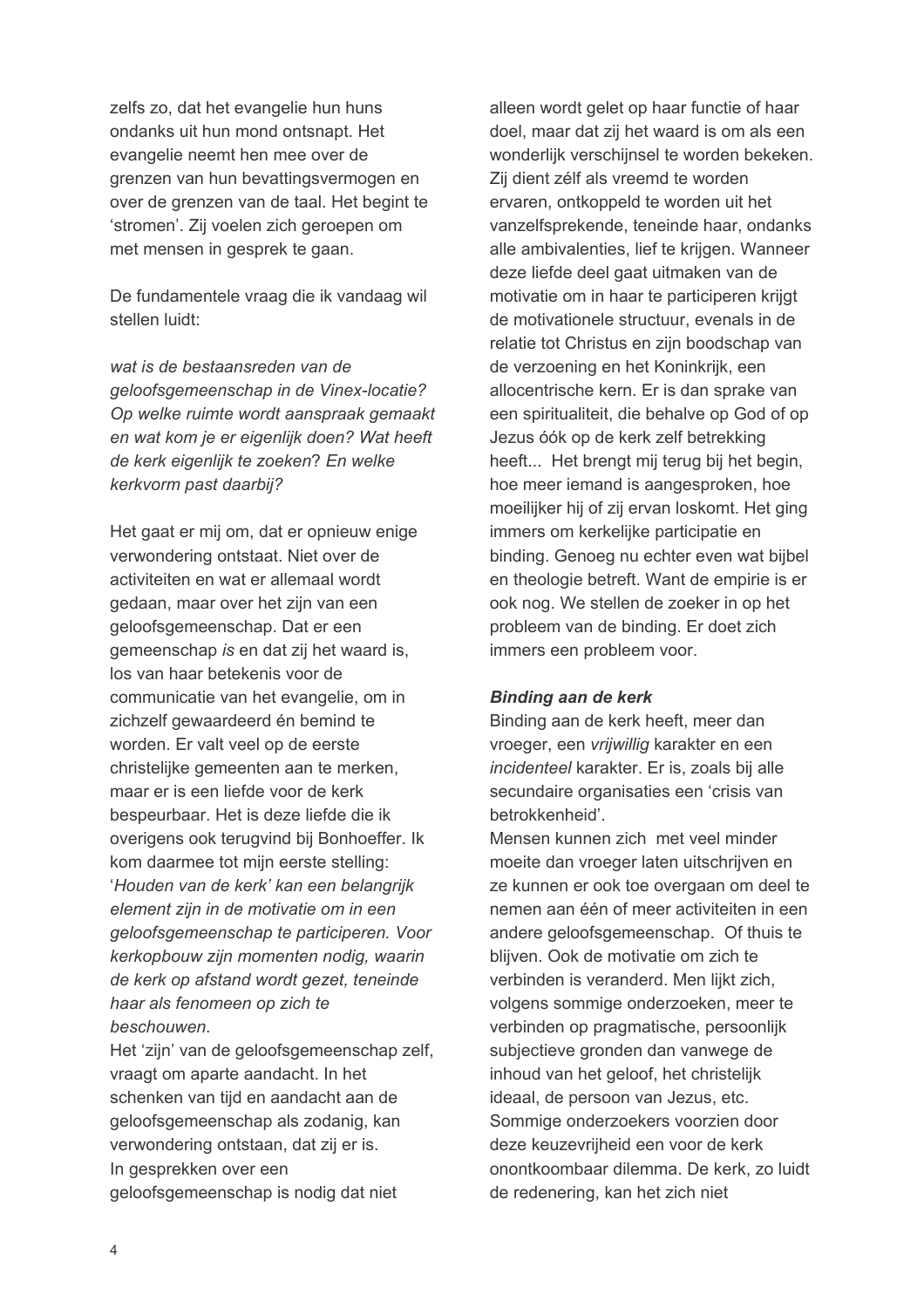zelfs zo, dat het evangelie hun huns ondanks uit hun mond ontsnapt. Het evangelie neemt hen mee over de grenzen van hun bevattingsvermogen en over de grenzen van de taal. Het begint te 'stromen'. Zij voelen zich geroepen om met mensen in gesprek te gaan.

De fundamentele vraag die ik vandaag wil stellen luidt:

*wat is de bestaansreden van de geloofsgemeenschap in de Vinex-locatie? Op welke ruimte wordt aanspraak gemaakt en wat kom je er eigenlijk doen? Wat heeft de kerk eigenlijk te zoeken*? *En welke kerkvorm past daarbij?*

Het gaat er mij om, dat er opnieuw enige verwondering ontstaat. Niet over de activiteiten en wat er allemaal wordt gedaan, maar over het zijn van een geloofsgemeenschap. Dat er een gemeenschap *is* en dat zij het waard is, los van haar betekenis voor de communicatie van het evangelie, om in zichzelf gewaardeerd én bemind te worden. Er valt veel op de eerste christelijke gemeenten aan te merken, maar er is een liefde voor de kerk bespeurbaar. Het is deze liefde die ik overigens ook terugvind bij Bonhoeffer. Ik kom daarmee tot mijn eerste stelling: '*Houden van de kerk' kan een belangrijk element zijn in de motivatie om in een geloofsgemeenschap te participeren. Voor kerkopbouw zijn momenten nodig, waarin de kerk op afstand wordt gezet, teneinde haar als fenomeen op zich te beschouwen*.
Het 'zijn' van de geloofsgemeenschap zelf, vraagt om aparte aandacht. In het schenken van tijd en aandacht aan de geloofsgemeenschap als zodanig, kan verwondering ontstaan, dat zij er is.
In gesprekken over een geloofsgemeenschap is nodig dat niet alleen wordt gelet op haar functie of haar doel, maar dat zij het waard is om als een wonderlijk verschijnsel te worden bekeken. Zij dient zélf als vreemd te worden ervaren, ontkoppeld te worden uit het vanzelfsprekende, teneinde haar, ondanks alle ambivalenties, lief te krijgen. Wanneer deze liefde deel gaat uitmaken van de motivatie om in haar te participeren krijgt de motivationele structuur, evenals in de relatie tot Christus en zijn boodschap van de verzoening en het Koninkrijk, een allocentrische kern. Er is dan sprake van een spiritualiteit, die behalve op God of op Jezus óók op de kerk zelf betrekking heeft... Het brengt mij terug bij het begin, hoe meer iemand is aangesproken, hoe moeilijker hij of zij ervan loskomt. Het ging immers om kerkelijke participatie en binding. Genoeg nu echter even wat bijbel en theologie betreft. Want de empirie is er ook nog. We stellen de zoeker in op het probleem van de binding. Er doet zich immers een probleem voor.

***Binding aan de kerk***

Binding aan de kerk heeft, meer dan vroeger, een *vrijwillig* karakter en een *incidenteel* karakter. Er is, zoals bij alle secundaire organisaties een 'crisis van betrokkenheid'.
Mensen kunnen zich met veel minder moeite dan vroeger laten uitschrijven en ze kunnen er ook toe overgaan om deel te nemen aan één of meer activiteiten in een andere geloofsgemeenschap. Of thuis te blijven. Ook de motivatie om zich te verbinden is veranderd. Men lijkt zich, volgens sommige onderzoeken, meer te verbinden op pragmatische, persoonlijk subjectieve gronden dan vanwege de inhoud van het geloof, het christelijk ideaal, de persoon van Jezus, etc. Sommige onderzoekers voorzien door deze keuzevrijheid een voor de kerk onontkoombaar dilemma. De kerk, zo luidt de redenering, kan het zich niet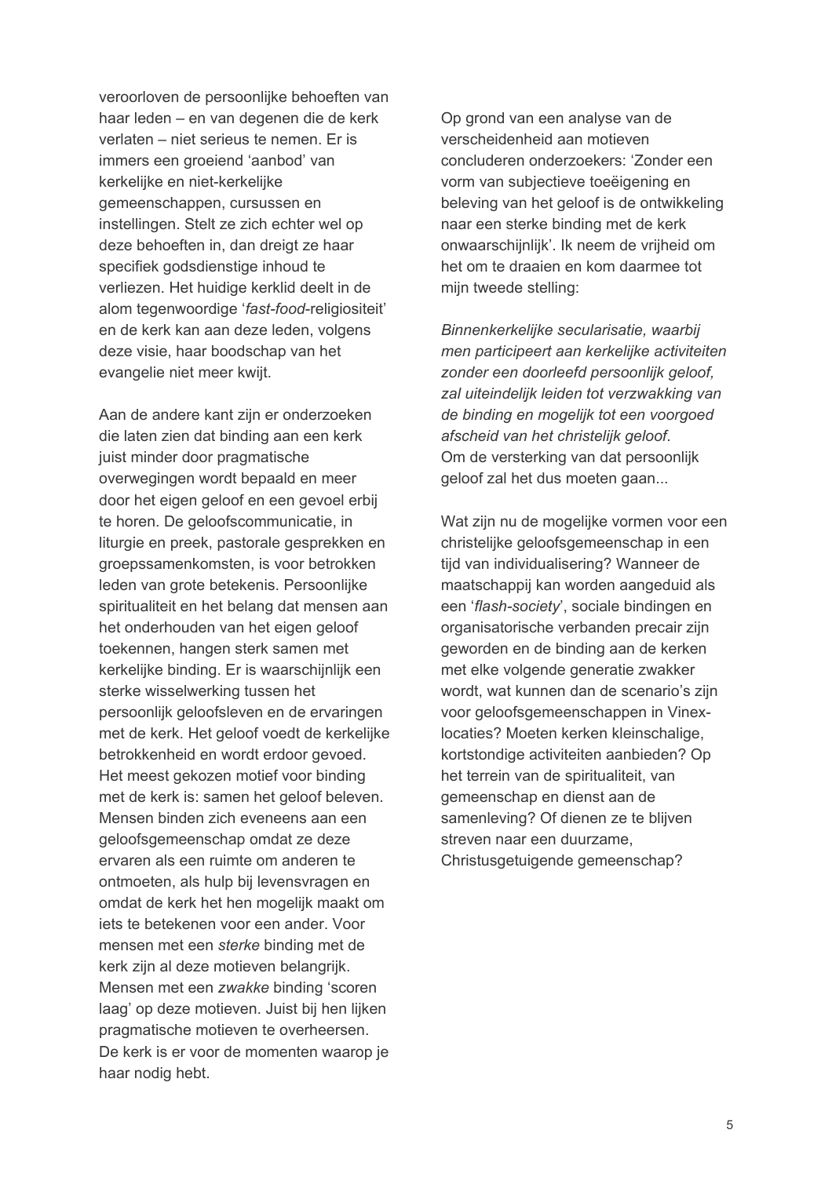veroorloven de persoonlijke behoeften van haar leden – en van degenen die de kerk verlaten – niet serieus te nemen. Er is immers een groeiend 'aanbod' van kerkelijke en niet-kerkelijke gemeenschappen, cursussen en instellingen. Stelt ze zich echter wel op deze behoeften in, dan dreigt ze haar specifiek godsdienstige inhoud te verliezen. Het huidige kerklid deelt in de alom tegenwoordige '*fast-food*-religiositeit' en de kerk kan aan deze leden, volgens deze visie, haar boodschap van het evangelie niet meer kwijt.

Aan de andere kant zijn er onderzoeken die laten zien dat binding aan een kerk juist minder door pragmatische overwegingen wordt bepaald en meer door het eigen geloof en een gevoel erbij te horen. De geloofscommunicatie, in liturgie en preek, pastorale gesprekken en groepssamenkomsten, is voor betrokken leden van grote betekenis. Persoonlijke spiritualiteit en het belang dat mensen aan het onderhouden van het eigen geloof toekennen, hangen sterk samen met kerkelijke binding. Er is waarschijnlijk een sterke wisselwerking tussen het persoonlijk geloofsleven en de ervaringen met de kerk. Het geloof voedt de kerkelijke betrokkenheid en wordt erdoor gevoed. Het meest gekozen motief voor binding met de kerk is: samen het geloof beleven. Mensen binden zich eveneens aan een geloofsgemeenschap omdat ze deze ervaren als een ruimte om anderen te ontmoeten, als hulp bij levensvragen en omdat de kerk het hen mogelijk maakt om iets te betekenen voor een ander. Voor mensen met een *sterke* binding met de kerk zijn al deze motieven belangrijk. Mensen met een *zwakke* binding 'scoren laag' op deze motieven. Juist bij hen lijken pragmatische motieven te overheersen. De kerk is er voor de momenten waarop je haar nodig hebt.

Op grond van een analyse van de verscheidenheid aan motieven concluderen onderzoekers: 'Zonder een vorm van subjectieve toeëigening en beleving van het geloof is de ontwikkeling naar een sterke binding met de kerk onwaarschijnlijk'. Ik neem de vrijheid om het om te draaien en kom daarmee tot mijn tweede stelling:

*Binnenkerkelijke secularisatie, waarbij men participeert aan kerkelijke activiteiten zonder een doorleefd persoonlijk geloof, zal uiteindelijk leiden tot verzwakking van de binding en mogelijk tot een voorgoed afscheid van het christelijk geloof.*
Om de versterking van dat persoonlijk geloof zal het dus moeten gaan...

Wat zijn nu de mogelijke vormen voor een christelijke geloofsgemeenschap in een tijd van individualisering? Wanneer de maatschappij kan worden aangeduid als een '*flash-society*', sociale bindingen en organisatorische verbanden precair zijn geworden en de binding aan de kerken met elke volgende generatie zwakker wordt, wat kunnen dan de scenario's zijn voor geloofsgemeenschappen in Vinex-locaties? Moeten kerken kleinschalige, kortstondige activiteiten aanbieden? Op het terrein van de spiritualiteit, van gemeenschap en dienst aan de samenleving? Of dienen ze te blijven streven naar een duurzame, Christusgetuigende gemeenschap?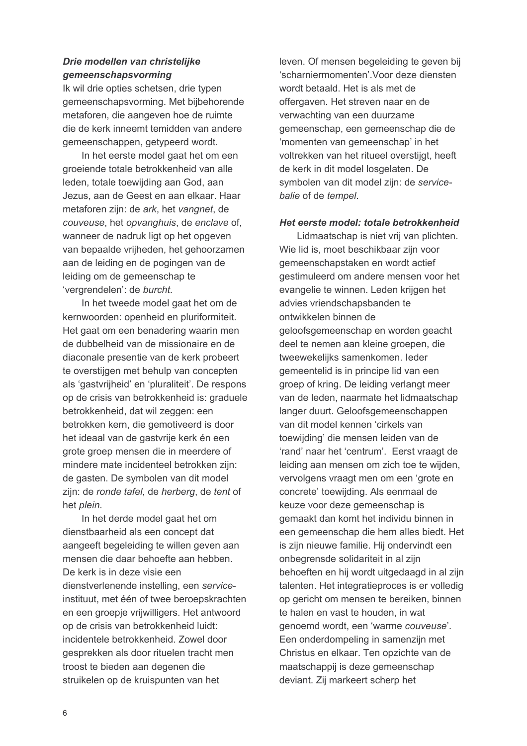***Drie modellen van christelijke gemeenschapsvorming***

Ik wil drie opties schetsen, drie typen gemeenschapsvorming. Met bijbehorende metaforen, die aangeven hoe de ruimte die de kerk inneemt temidden van andere gemeenschappen, getypeerd wordt.

In het eerste model gaat het om een groeiende totale betrokkenheid van alle leden, totale toewijding aan God, aan Jezus, aan de Geest en aan elkaar. Haar metaforen zijn: de *ark*, het *vangnet*, de *couveuse*, het *opvanghuis*, de *enclave* of, wanneer de nadruk ligt op het opgeven van bepaalde vrijheden, het gehoorzamen aan de leiding en de pogingen van de leiding om de gemeenschap te 'vergrendelen': de *burcht*.

In het tweede model gaat het om de kernwoorden: openheid en pluriformiteit. Het gaat om een benadering waarin men de dubbelheid van de missionaire en de diaconale presentie van de kerk probeert te overstijgen met behulp van concepten als 'gastvrijheid' en 'pluraliteit'. De respons op de crisis van betrokkenheid is: graduele betrokkenheid, dat wil zeggen: een betrokken kern, die gemotiveerd is door het ideaal van de gastvrije kerk én een grote groep mensen die in meerdere of mindere mate incidenteel betrokken zijn: de gasten. De symbolen van dit model zijn: de *ronde tafel*, de *herberg*, de *tent* of het *plein*.

In het derde model gaat het om dienstbaarheid als een concept dat aangeeft begeleiding te willen geven aan mensen die daar behoefte aan hebben. De kerk is in deze visie een dienstverlenende instelling, een *service*-instituut, met één of twee beroepskrachten en een groepje vrijwilligers. Het antwoord op de crisis van betrokkenheid luidt: incidentele betrokkenheid. Zowel door gesprekken als door rituelen tracht men troost te bieden aan degenen die struikelen op de kruispunten van het leven. Of mensen begeleiding te geven bij 'scharniermomenten'.Voor deze diensten wordt betaald. Het is als met de offergaven. Het streven naar en de verwachting van een duurzame gemeenschap, een gemeenschap die de 'momenten van gemeenschap' in het voltrekken van het ritueel overstijgt, heeft de kerk in dit model losgelaten. De symbolen van dit model zijn: de *service-balie* of de *tempel*.

***Het eerste model: totale betrokkenheid***

Lidmaatschap is niet vrij van plichten. Wie lid is, moet beschikbaar zijn voor gemeenschapstaken en wordt actief gestimuleerd om andere mensen voor het evangelie te winnen. Leden krijgen het advies vriendschapsbanden te ontwikkelen binnen de geloofsgemeenschap en worden geacht deel te nemen aan kleine groepen, die tweewekelijks samenkomen. Ieder gemeentelid is in principe lid van een groep of kring. De leiding verlangt meer van de leden, naarmate het lidmaatschap langer duurt. Geloofsgemeenschappen van dit model kennen 'cirkels van toewijding' die mensen leiden van de 'rand' naar het 'centrum'. Eerst vraagt de leiding aan mensen om zich toe te wijden, vervolgens vraagt men om een 'grote en concrete' toewijding. Als eenmaal de keuze voor deze gemeenschap is gemaakt dan komt het individu binnen in een gemeenschap die hem alles biedt. Het is zijn nieuwe familie. Hij ondervindt een onbegrensde solidariteit in al zijn behoeften en hij wordt uitgedaagd in al zijn talenten. Het integratieproces is er volledig op gericht om mensen te bereiken, binnen te halen en vast te houden, in wat genoemd wordt, een 'warme *couveuse*'. Een onderdompeling in samenzijn met Christus en elkaar. Ten opzichte van de maatschappij is deze gemeenschap deviant. Zij markeert scherp het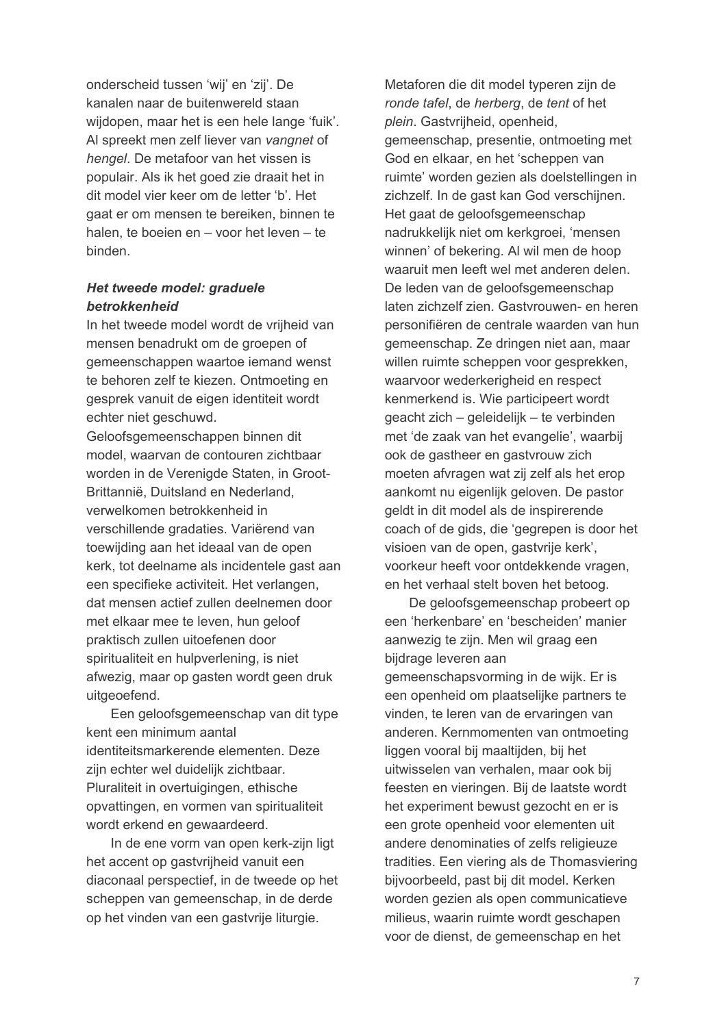onderscheid tussen 'wij' en 'zij'. De kanalen naar de buitenwereld staan wijdopen, maar het is een hele lange 'fuik'. Al spreekt men zelf liever van *vangnet* of *hengel*. De metafoor van het vissen is populair. Als ik het goed zie draait het in dit model vier keer om de letter 'b'. Het gaat er om mensen te bereiken, binnen te halen, te boeien en – voor het leven – te binden.

### *Het tweede model: graduele betrokkenheid*

In het tweede model wordt de vrijheid van mensen benadrukt om de groepen of gemeenschappen waartoe iemand wenst te behoren zelf te kiezen. Ontmoeting en gesprek vanuit de eigen identiteit wordt echter niet geschuwd.
Geloofsgemeenschappen binnen dit model, waarvan de contouren zichtbaar worden in de Verenigde Staten, in Groot-Brittannië, Duitsland en Nederland, verwelkomen betrokkenheid in verschillende gradaties. Variërend van toewijding aan het ideaal van de open kerk, tot deelname als incidentele gast aan een specifieke activiteit. Het verlangen, dat mensen actief zullen deelnemen door met elkaar mee te leven, hun geloof praktisch zullen uitoefenen door spiritualiteit en hulpverlening, is niet afwezig, maar op gasten wordt geen druk uitgeoefend.

Een geloofsgemeenschap van dit type kent een minimum aantal identiteitsmarkerende elementen. Deze zijn echter wel duidelijk zichtbaar. Pluraliteit in overtuigingen, ethische opvattingen, en vormen van spiritualiteit wordt erkend en gewaardeerd.

In de ene vorm van open kerk-zijn ligt het accent op gastvrijheid vanuit een diaconaal perspectief, in de tweede op het scheppen van gemeenschap, in de derde op het vinden van een gastvrije liturgie.

Metaforen die dit model typeren zijn de *ronde tafel*, de *herberg*, de *tent* of het *plein*. Gastvrijheid, openheid, gemeenschap, presentie, ontmoeting met God en elkaar, en het 'scheppen van ruimte' worden gezien als doelstellingen in zichzelf. In de gast kan God verschijnen. Het gaat de geloofsgemeenschap nadrukkelijk niet om kerkgroei, 'mensen winnen' of bekering. Al wil men de hoop waaruit men leeft wel met anderen delen. De leden van de geloofsgemeenschap laten zichzelf zien. Gastvrouwen- en heren personifiëren de centrale waarden van hun gemeenschap. Ze dringen niet aan, maar willen ruimte scheppen voor gesprekken, waarvoor wederkerigheid en respect kenmerkend is. Wie participeert wordt geacht zich – geleidelijk – te verbinden met 'de zaak van het evangelie', waarbij ook de gastheer en gastvrouw zich moeten afvragen wat zij zelf als het erop aankomt nu eigenlijk geloven. De pastor geldt in dit model als de inspirerende coach of de gids, die 'gegrepen is door het visioen van de open, gastvrije kerk', voorkeur heeft voor ontdekkende vragen, en het verhaal stelt boven het betoog.

De geloofsgemeenschap probeert op een 'herkenbare' en 'bescheiden' manier aanwezig te zijn. Men wil graag een bijdrage leveren aan gemeenschapsvorming in de wijk. Er is een openheid om plaatselijke partners te vinden, te leren van de ervaringen van anderen. Kernmomenten van ontmoeting liggen vooral bij maaltijden, bij het uitwisselen van verhalen, maar ook bij feesten en vieringen. Bij de laatste wordt het experiment bewust gezocht en er is een grote openheid voor elementen uit andere denominaties of zelfs religieuze tradities. Een viering als de Thomasviering bijvoorbeeld, past bij dit model. Kerken worden gezien als open communicatieve milieus, waarin ruimte wordt geschapen voor de dienst, de gemeenschap en het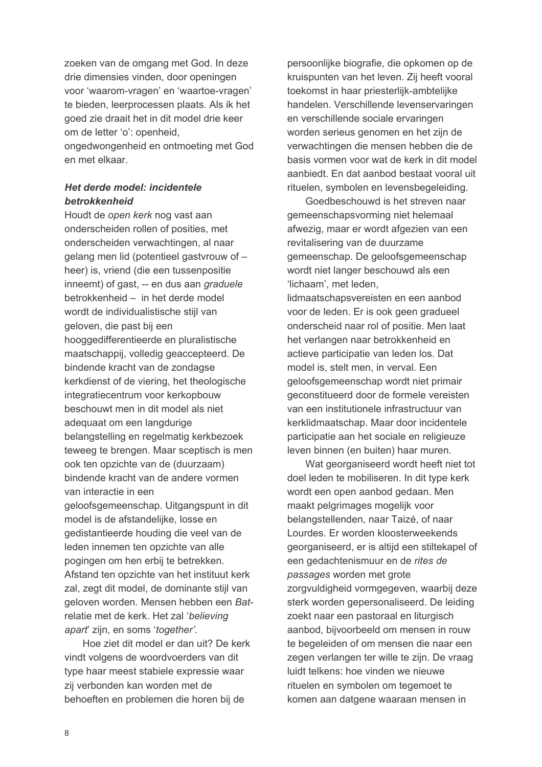zoeken van de omgang met God. In deze drie dimensies vinden, door openingen voor 'waarom-vragen' en 'waartoe-vragen' te bieden, leerprocessen plaats. Als ik het goed zie draait het in dit model drie keer om de letter 'o': openheid, ongedwongenheid en ontmoeting met God en met elkaar.

### *Het derde model: incidentele betrokkenheid*

Houdt de *open kerk* nog vast aan onderscheiden rollen of posities, met onderscheiden verwachtingen, al naar gelang men lid (potentieel gastvrouw of –heer) is, vriend (die een tussenpositie inneemt) of gast, -- en dus aan *graduele* betrokkenheid – in het derde model wordt de individualistische stijl van geloven, die past bij een hooggedifferentieerde en pluralistische maatschappij, volledig geaccepteerd. De bindende kracht van de zondagse kerkdienst of de viering, het theologische integratiecentrum voor kerkopbouw beschouwt men in dit model als niet adequaat om een langdurige belangstelling en regelmatig kerkbezoek teweeg te brengen. Maar sceptisch is men ook ten opzichte van de (duurzaam) bindende kracht van de andere vormen van interactie in een geloofsgemeenschap. Uitgangspunt in dit model is de afstandelijke, losse en gedistantieerde houding die veel van de leden innemen ten opzichte van alle pogingen om hen erbij te betrekken. Afstand ten opzichte van het instituut kerk zal, zegt dit model, de dominante stijl van geloven worden. Mensen hebben een *Bat*-relatie met de kerk. Het zal '*believing apart*' zijn, en soms '*together'*.

Hoe ziet dit model er dan uit? De kerk vindt volgens de woordvoerders van dit type haar meest stabiele expressie waar zij verbonden kan worden met de behoeften en problemen die horen bij de persoonlijke biografie, die opkomen op de kruispunten van het leven. Zij heeft vooral toekomst in haar priesterlijk-ambtelijke handelen. Verschillende levenservaringen en verschillende sociale ervaringen worden serieus genomen en het zijn de verwachtingen die mensen hebben die de basis vormen voor wat de kerk in dit model aanbiedt. En dat aanbod bestaat vooral uit rituelen, symbolen en levensbegeleiding.

Goedbeschouwd is het streven naar gemeenschapsvorming niet helemaal afwezig, maar er wordt afgezien van een revitalisering van de duurzame gemeenschap. De geloofsgemeenschap wordt niet langer beschouwd als een 'lichaam', met leden, lidmaatschapsvereisten en een aanbod voor de leden. Er is ook geen gradueel onderscheid naar rol of positie. Men laat het verlangen naar betrokkenheid en actieve participatie van leden los. Dat model is, stelt men, in verval. Een geloofsgemeenschap wordt niet primair geconstitueerd door de formele vereisten van een institutionele infrastructuur van kerklidmaatschap. Maar door incidentele participatie aan het sociale en religieuze leven binnen (en buiten) haar muren.

Wat georganiseerd wordt heeft niet tot doel leden te mobiliseren. In dit type kerk wordt een open aanbod gedaan. Men maakt pelgrimages mogelijk voor belangstellenden, naar Taizé, of naar Lourdes. Er worden kloosterweekends georganiseerd, er is altijd een stiltekapel of een gedachtenismuur en de *rites de passages* worden met grote zorgvuldigheid vormgegeven, waarbij deze sterk worden gepersonaliseerd. De leiding zoekt naar een pastoraal en liturgisch aanbod, bijvoorbeeld om mensen in rouw te begeleiden of om mensen die naar een zegen verlangen ter wille te zijn. De vraag luidt telkens: hoe vinden we nieuwe rituelen en symbolen om tegemoet te komen aan datgene waaraan mensen in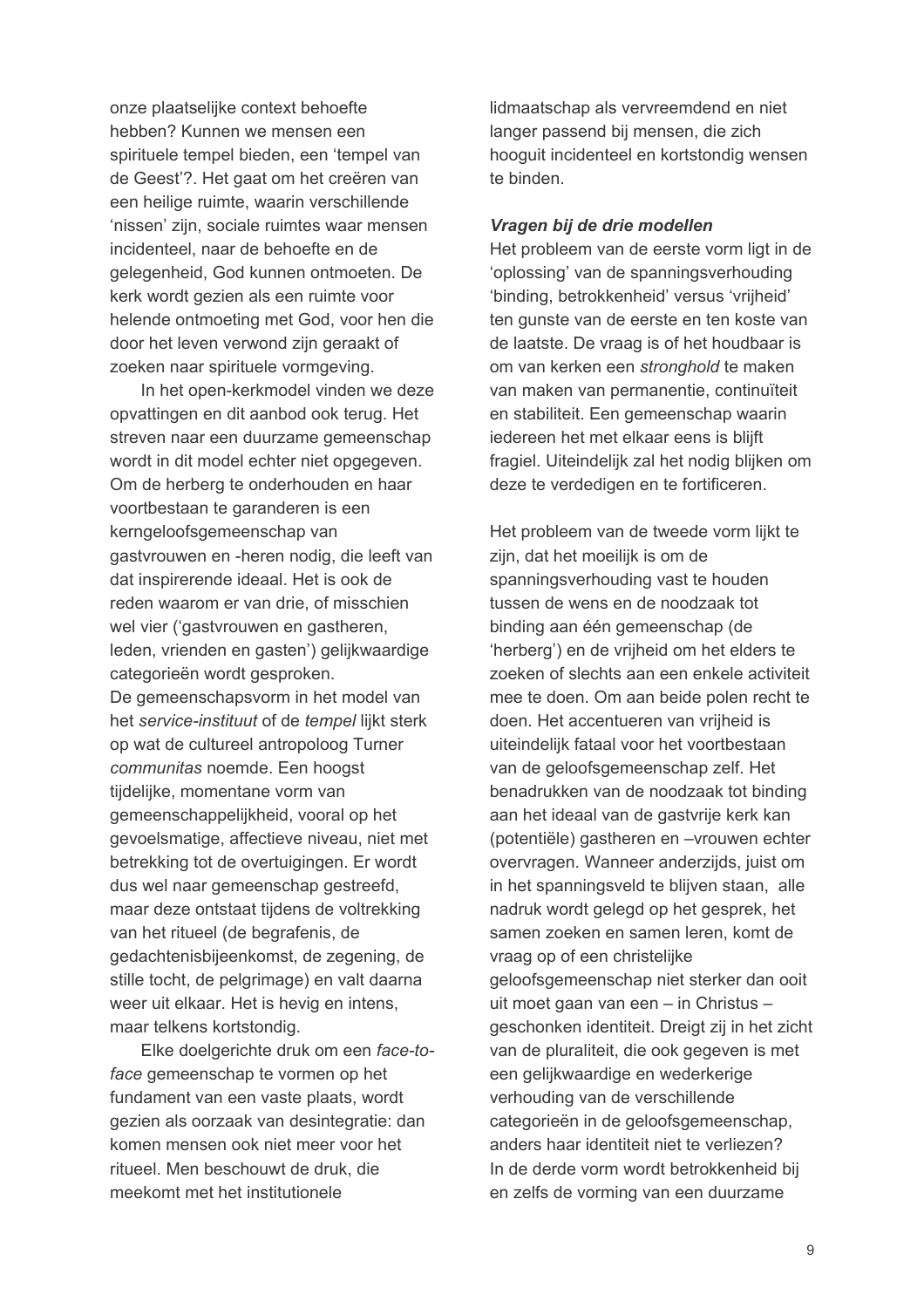onze plaatselijke context behoefte hebben? Kunnen we mensen een spirituele tempel bieden, een 'tempel van de Geest'?. Het gaat om het creëren van een heilige ruimte, waarin verschillende 'nissen' zijn, sociale ruimtes waar mensen incidenteel, naar de behoefte en de gelegenheid, God kunnen ontmoeten. De kerk wordt gezien als een ruimte voor helende ontmoeting met God, voor hen die door het leven verwond zijn geraakt of zoeken naar spirituele vormgeving.

In het open-kerkmodel vinden we deze opvattingen en dit aanbod ook terug. Het streven naar een duurzame gemeenschap wordt in dit model echter niet opgegeven. Om de herberg te onderhouden en haar voortbestaan te garanderen is een kerngeloofsgemeenschap van gastvrouwen en -heren nodig, die leeft van dat inspirerende ideaal. Het is ook de reden waarom er van drie, of misschien wel vier ('gastvrouwen en gastheren, leden, vrienden en gasten') gelijkwaardige categorieën wordt gesproken.
De gemeenschapsvorm in het model van het *service-instituut* of de *tempel* lijkt sterk op wat de cultureel antropoloog Turner *communitas* noemde. Een hoogst tijdelijke, momentane vorm van gemeenschappelijkheid, vooral op het gevoelsmatige, affectieve niveau, niet met betrekking tot de overtuigingen. Er wordt dus wel naar gemeenschap gestreefd, maar deze ontstaat tijdens de voltrekking van het ritueel (de begrafenis, de gedachtenisbijeenkomst, de zegening, de stille tocht, de pelgrimage) en valt daarna weer uit elkaar. Het is hevig en intens, maar telkens kortstondig.

Elke doelgerichte druk om een *face-to-face* gemeenschap te vormen op het fundament van een vaste plaats, wordt gezien als oorzaak van desintegratie: dan komen mensen ook niet meer voor het ritueel. Men beschouwt de druk, die meekomt met het institutionele lidmaatschap als vervreemdend en niet langer passend bij mensen, die zich hooguit incidenteel en kortstondig wensen te binden.

### *Vragen bij de drie modellen*

Het probleem van de eerste vorm ligt in de 'oplossing' van de spanningsverhouding 'binding, betrokkenheid' versus 'vrijheid' ten gunste van de eerste en ten koste van de laatste. De vraag is of het houdbaar is om van kerken een *stronghold* te maken van maken van permanentie, continuïteit en stabiliteit. Een gemeenschap waarin iedereen het met elkaar eens is blijft fragiel. Uiteindelijk zal het nodig blijken om deze te verdedigen en te fortificeren.

Het probleem van de tweede vorm lijkt te zijn, dat het moeilijk is om de spanningsverhouding vast te houden tussen de wens en de noodzaak tot binding aan één gemeenschap (de 'herberg') en de vrijheid om het elders te zoeken of slechts aan een enkele activiteit mee te doen. Om aan beide polen recht te doen. Het accentueren van vrijheid is uiteindelijk fataal voor het voortbestaan van de geloofsgemeenschap zelf. Het benadrukken van de noodzaak tot binding aan het ideaal van de gastvrije kerk kan (potentiële) gastheren en –vrouwen echter overvragen. Wanneer anderzijds, juist om in het spanningsveld te blijven staan, alle nadruk wordt gelegd op het gesprek, het samen zoeken en samen leren, komt de vraag op of een christelijke geloofsgemeenschap niet sterker dan ooit uit moet gaan van een – in Christus – geschonken identiteit. Dreigt zij in het zicht van de pluraliteit, die ook gegeven is met een gelijkwaardige en wederkerige verhouding van de verschillende categorieën in de geloofsgemeenschap, anders haar identiteit niet te verliezen?
In de derde vorm wordt betrokkenheid bij en zelfs de vorming van een duurzame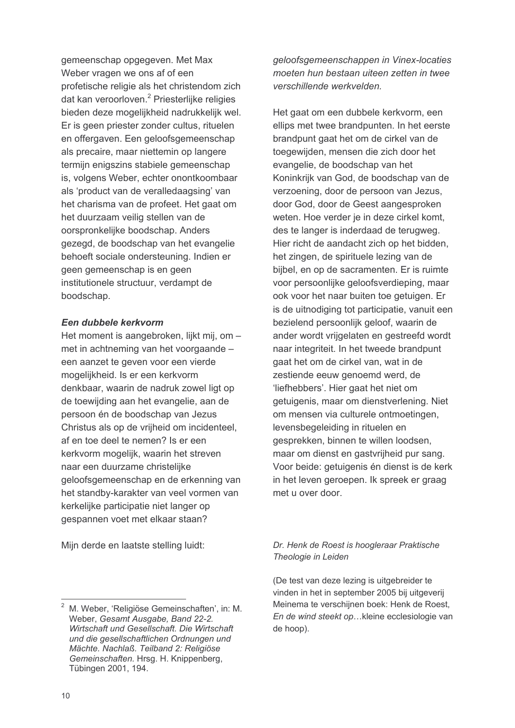gemeenschap opgegeven. Met Max Weber vragen we ons af of een profetische religie als het christendom zich dat kan veroorloven.[2] Priesterlijke religies bieden deze mogelijkheid nadrukkelijk wel. Er is geen priester zonder cultus, rituelen en offergaven. Een geloofsgemeenschap als precaire, maar niettemin op langere termijn enigszins stabiele gemeenschap is, volgens Weber, echter onontkoombaar als 'product van de veralledaagsing' van het charisma van de profeet. Het gaat om het duurzaam veilig stellen van de oorspronkelijke boodschap. Anders gezegd, de boodschap van het evangelie behoeft sociale ondersteuning. Indien er geen gemeenschap is en geen institutionele structuur, verdampt de boodschap.

***Een dubbele kerkvorm***

Het moment is aangebroken, lijkt mij, om – met in achtneming van het voorgaande – een aanzet te geven voor een vierde mogelijkheid. Is er een kerkvorm denkbaar, waarin de nadruk zowel ligt op de toewijding aan het evangelie, aan de persoon én de boodschap van Jezus Christus als op de vrijheid om incidenteel, af en toe deel te nemen? Is er een kerkvorm mogelijk, waarin het streven naar een duurzame christelijke geloofsgemeenschap en de erkenning van het standby-karakter van veel vormen van kerkelijke participatie niet langer op gespannen voet met elkaar staan?

Mijn derde en laatste stelling luidt:

*geloofsgemeenschappen in Vinex-locaties moeten hun bestaan uiteen zetten in twee verschillende werkvelden.*

Het gaat om een dubbele kerkvorm, een ellips met twee brandpunten. In het eerste brandpunt gaat het om de cirkel van de toegewijden, mensen die zich door het evangelie, de boodschap van het Koninkrijk van God, de boodschap van de verzoening, door de persoon van Jezus, door God, door de Geest aangesproken weten. Hoe verder je in deze cirkel komt, des te langer is inderdaad de terugweg. Hier richt de aandacht zich op het bidden, het zingen, de spirituele lezing van de bijbel, en op de sacramenten. Er is ruimte voor persoonlijke geloofsverdieping, maar ook voor het naar buiten toe getuigen. Er is de uitnodiging tot participatie, vanuit een bezielend persoonlijk geloof, waarin de ander wordt vrijgelaten en gestreefd wordt naar integriteit. In het tweede brandpunt gaat het om de cirkel van, wat in de zestiende eeuw genoemd werd, de 'liefhebbers'. Hier gaat het niet om getuigenis, maar om dienstverlening. Niet om mensen via culturele ontmoetingen, levensbegeleiding in rituelen en gesprekken, binnen te willen loodsen, maar om dienst en gastvrijheid pur sang. Voor beide: getuigenis én dienst is de kerk in het leven geroepen. Ik spreek er graag met u over door.

*Dr. Henk de Roest is hoogleraar Praktische Theologie in Leiden*

(De test van deze lezing is uitgebreider te vinden in het in september 2005 bij uitgeverij Meinema te verschijnen boek: Henk de Roest, *En de wind steekt op*…kleine ecclesiologie van de hoop).

---

[2] M. Weber, 'Religiöse Gemeinschaften', in: M. Weber, *Gesamt Ausgabe, Band 22-2. Wirtschaft und Gesellschaft. Die Wirtschaft und die gesellschaftlichen Ordnungen und Mächte. Nachlaß. Teilband 2: Religiöse Gemeinschaften.* Hrsg. H. Knippenberg, Tübingen 2001, 194.